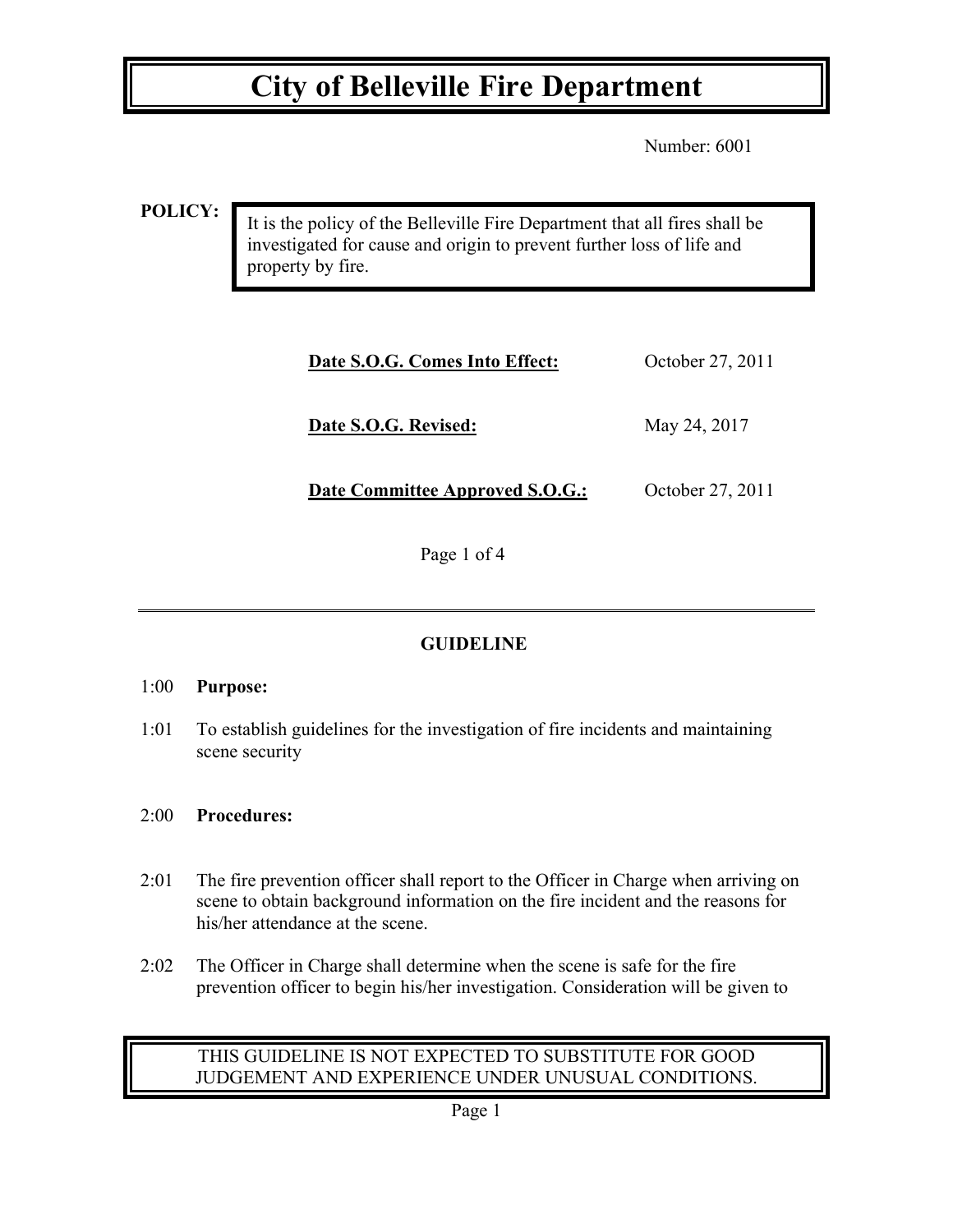# City of Belleville Fire Department

Number: 6001

**POLICY:**

It is the policy of the Belleville Fire Department that all fires shall be investigated for cause and origin to prevent further loss of life and property by fire.

| | |
|---|---|
| **Date S.O.G. Comes Into Effect:** | October 27, 2011 |
| **Date S.O.G. Revised:** | May 24, 2017 |
| **Date Committee Approved S.O.G.:** | October 27, 2011 |

Page 1 of 4

## GUIDELINE

1:00 **Purpose:**

1:01 To establish guidelines for the investigation of fire incidents and maintaining scene security

2:00 **Procedures:**

2:01 The fire prevention officer shall report to the Officer in Charge when arriving on scene to obtain background information on the fire incident and the reasons for his/her attendance at the scene.

2:02 The Officer in Charge shall determine when the scene is safe for the fire prevention officer to begin his/her investigation. Consideration will be given to

THIS GUIDELINE IS NOT EXPECTED TO SUBSTITUTE FOR GOOD JUDGEMENT AND EXPERIENCE UNDER UNUSUAL CONDITIONS.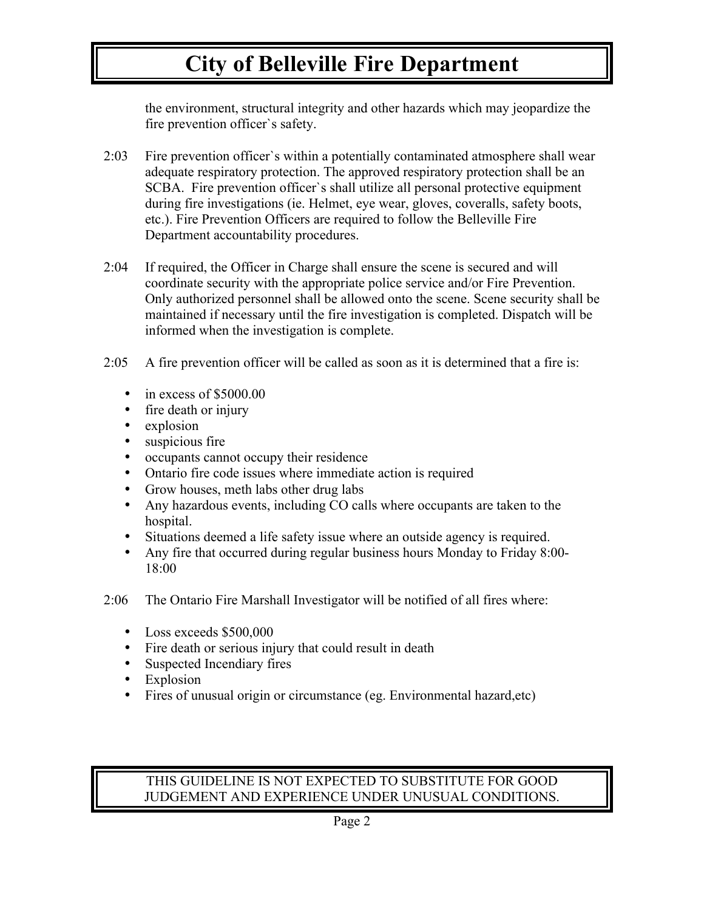the environment, structural integrity and other hazards which may jeopardize the fire prevention officer`s safety.

2:03 Fire prevention officer`s within a potentially contaminated atmosphere shall wear adequate respiratory protection. The approved respiratory protection shall be an SCBA. Fire prevention officer`s shall utilize all personal protective equipment during fire investigations (ie. Helmet, eye wear, gloves, coveralls, safety boots, etc.). Fire Prevention Officers are required to follow the Belleville Fire Department accountability procedures.

2:04 If required, the Officer in Charge shall ensure the scene is secured and will coordinate security with the appropriate police service and/or Fire Prevention. Only authorized personnel shall be allowed onto the scene. Scene security shall be maintained if necessary until the fire investigation is completed. Dispatch will be informed when the investigation is complete.

2:05 A fire prevention officer will be called as soon as it is determined that a fire is:

- in excess of $5000.00
- fire death or injury
- explosion
- suspicious fire
- occupants cannot occupy their residence
- Ontario fire code issues where immediate action is required
- Grow houses, meth labs other drug labs
- Any hazardous events, including CO calls where occupants are taken to the hospital.
- Situations deemed a life safety issue where an outside agency is required.
- Any fire that occurred during regular business hours Monday to Friday 8:00-18:00

2:06 The Ontario Fire Marshall Investigator will be notified of all fires where:

- Loss exceeds $500,000
- Fire death or serious injury that could result in death
- Suspected Incendiary fires
- Explosion
- Fires of unusual origin or circumstance (eg. Environmental hazard,etc)

THIS GUIDELINE IS NOT EXPECTED TO SUBSTITUTE FOR GOOD JUDGEMENT AND EXPERIENCE UNDER UNUSUAL CONDITIONS.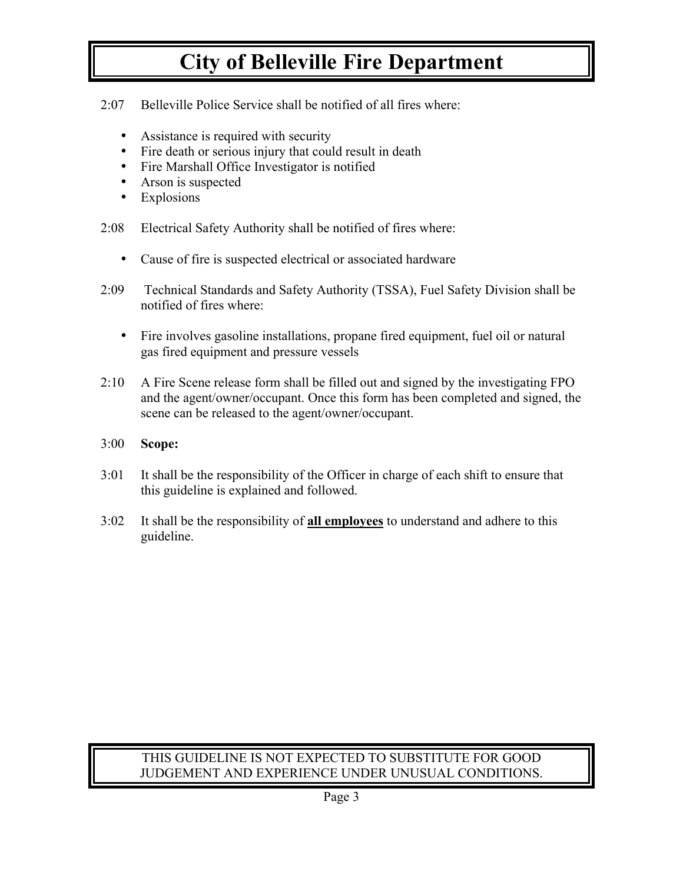2:07 Belleville Police Service shall be notified of all fires where:

- Assistance is required with security
- Fire death or serious injury that could result in death
- Fire Marshall Office Investigator is notified
- Arson is suspected
- Explosions

2:08 Electrical Safety Authority shall be notified of fires where:

- Cause of fire is suspected electrical or associated hardware

2:09 Technical Standards and Safety Authority (TSSA), Fuel Safety Division shall be notified of fires where:

- Fire involves gasoline installations, propane fired equipment, fuel oil or natural gas fired equipment and pressure vessels

2:10 A Fire Scene release form shall be filled out and signed by the investigating FPO and the agent/owner/occupant. Once this form has been completed and signed, the scene can be released to the agent/owner/occupant.

3:00 **Scope:**

3:01 It shall be the responsibility of the Officer in charge of each shift to ensure that this guideline is explained and followed.

3:02 It shall be the responsibility of **<u>all employees</u>** to understand and adhere to this guideline.

THIS GUIDELINE IS NOT EXPECTED TO SUBSTITUTE FOR GOOD JUDGEMENT AND EXPERIENCE UNDER UNUSUAL CONDITIONS.